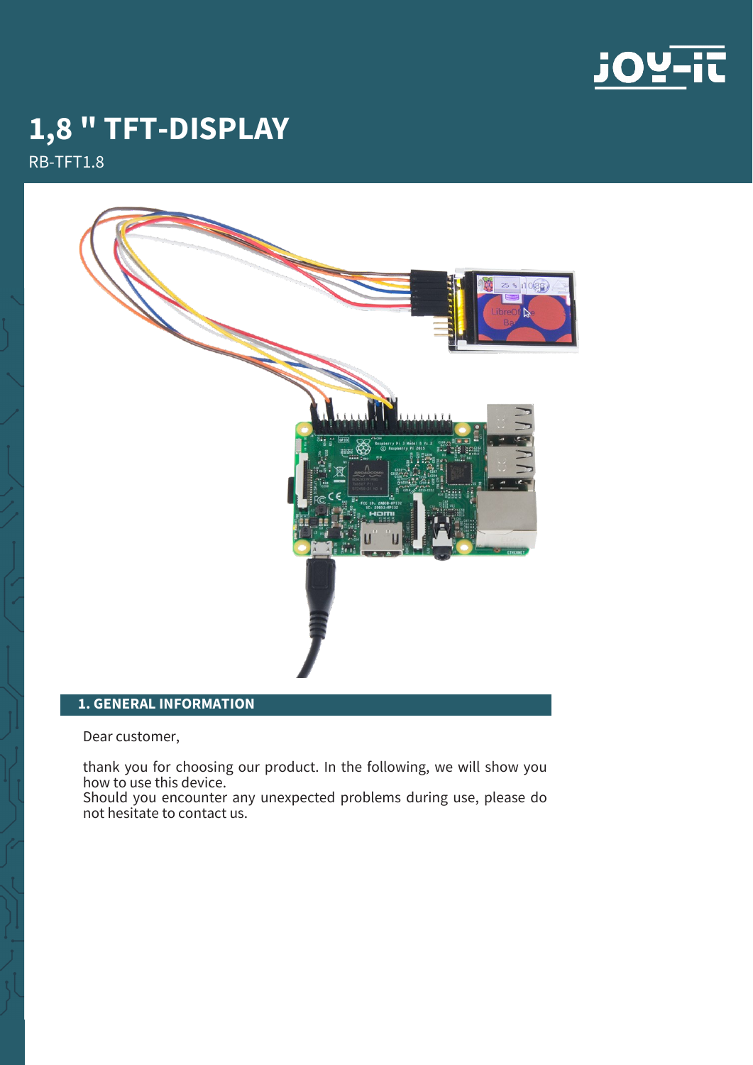# 1,8 " TFT-DISPLAY

RB-TFT1.8

## 1. GENERAL INFORMATION

Dear customer,

thank you for choosing our product. In the following, we will show you how to use this device.
Should you encounter any unexpected problems during use, please do not hesitate to contact us.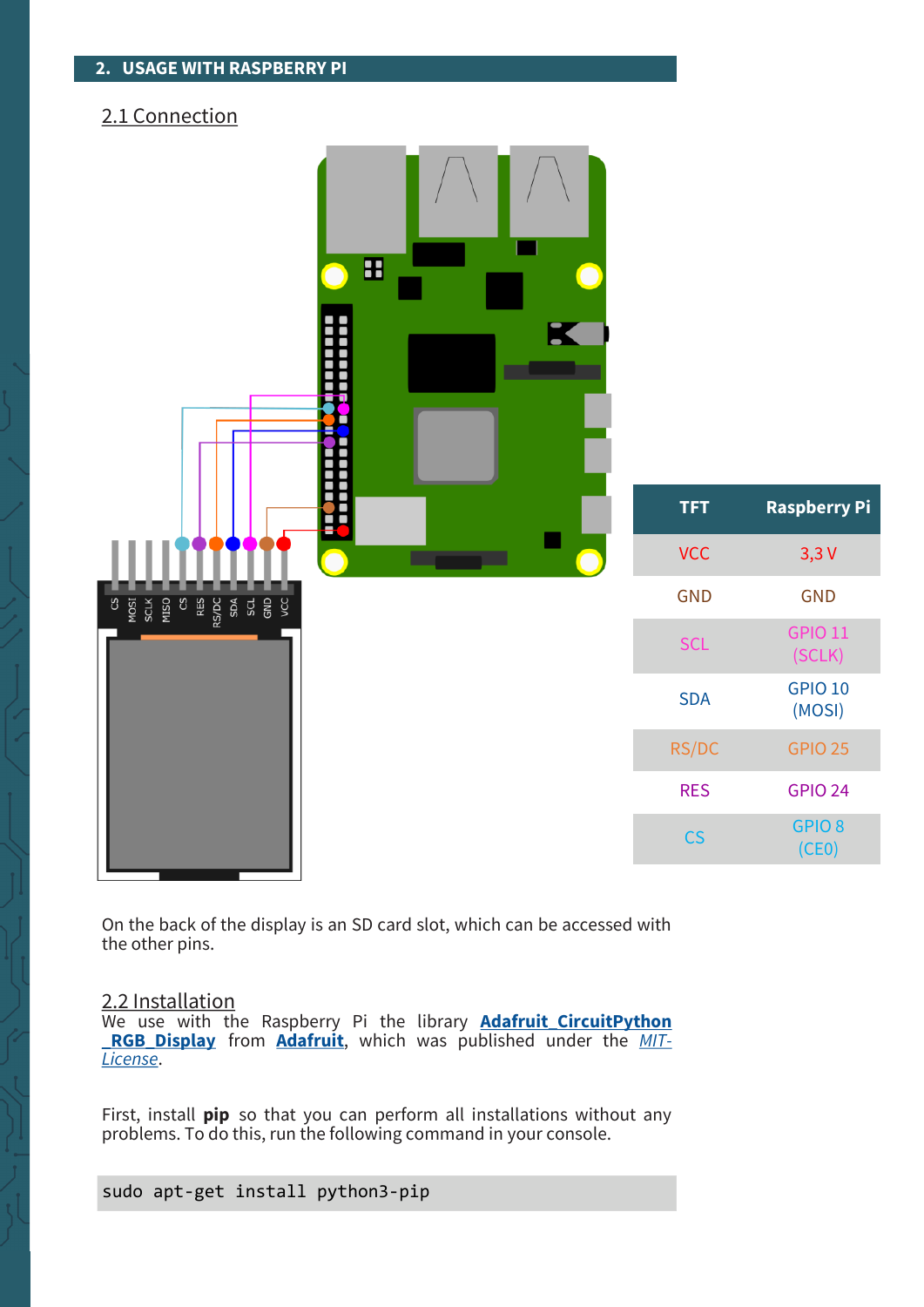## 2. USAGE WITH RASPBERRY PI

### 2.1 Connection

| TFT | Raspberry Pi |
|---|---|
| VCC | 3,3 V |
| GND | GND |
| SCL | GPIO 11 (SCLK) |
| SDA | GPIO 10 (MOSI) |
| RS/DC | GPIO 25 |
| RES | GPIO 24 |
| CS | GPIO 8 (CE0) |

On the back of the display is an SD card slot, which can be accessed with the other pins.

### 2.2 Installation

We use with the Raspberry Pi the library **Adafruit_CircuitPython_RGB_Display** from **Adafruit**, which was published under the *MIT-License*.

First, install **pip** so that you can perform all installations without any problems. To do this, run the following command in your console.

```
sudo apt-get install python3-pip
```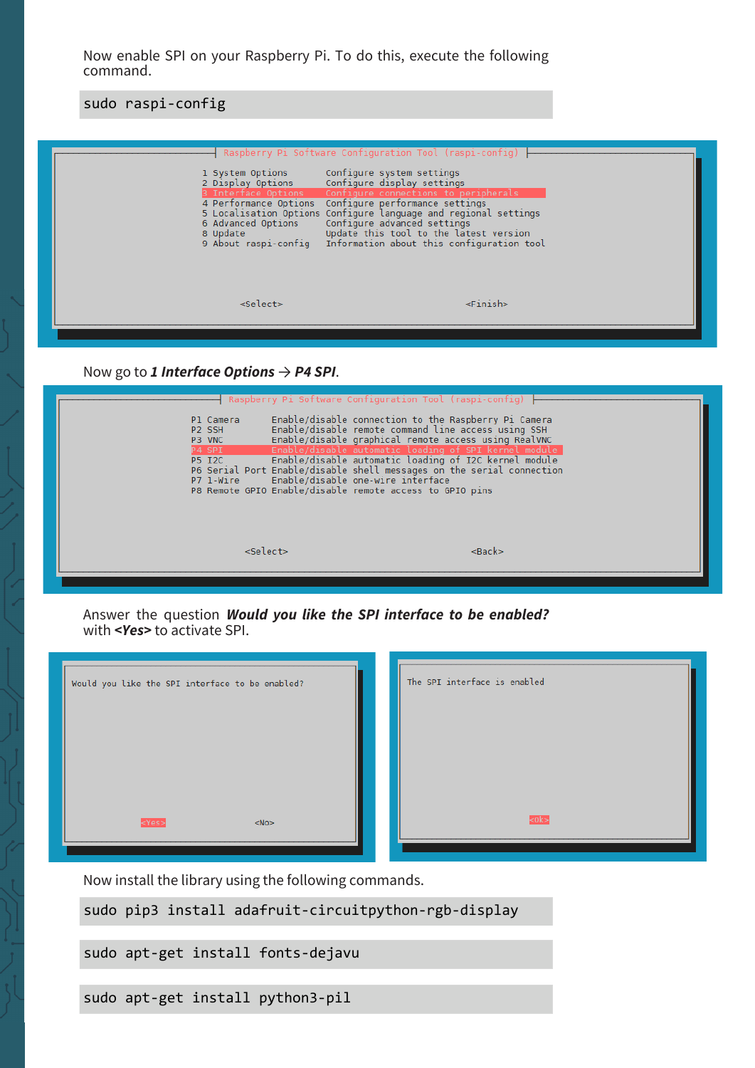Now enable SPI on your Raspberry Pi. To do this, execute the following command.

```
sudo raspi-config
```

```
Raspberry Pi Software Configuration Tool (raspi-config)

1 System Options       Configure system settings
2 Display Options      Configure display settings
3 Interface Options    Configure connections to peripherals
4 Performance Options  Configure performance settings
5 Localisation Options Configure language and regional settings
6 Advanced Options     Configure advanced settings
8 Update               Update this tool to the latest version
9 About raspi-config   Information about this configuration tool

<Select>                <Finish>
```

Now go to ***1 Interface Options*** → ***P4 SPI***.

```
Raspberry Pi Software Configuration Tool (raspi-config)

P1 Camera      Enable/disable connection to the Raspberry Pi Camera
P2 SSH         Enable/disable remote command line access using SSH
P3 VNC         Enable/disable graphical remote access using RealVNC
P4 SPI         Enable/disable automatic loading of SPI kernel module
P5 I2C         Enable/disable automatic loading of I2C kernel module
P6 Serial Port Enable/disable shell messages on the serial connection
P7 1-Wire      Enable/disable one-wire interface
P8 Remote GPIO Enable/disable remote access to GPIO pins

<Select>                <Back>
```

Answer the question ***Would you like the SPI interface to be enabled?*** with ***<Yes>*** to activate SPI.

```
Would you like the SPI interface to be enabled?

<Yes>                <No>
```

```
The SPI interface is enabled

<Ok>
```

Now install the library using the following commands.

```
sudo pip3 install adafruit-circuitpython-rgb-display
```

```
sudo apt-get install fonts-dejavu
```

```
sudo apt-get install python3-pil
```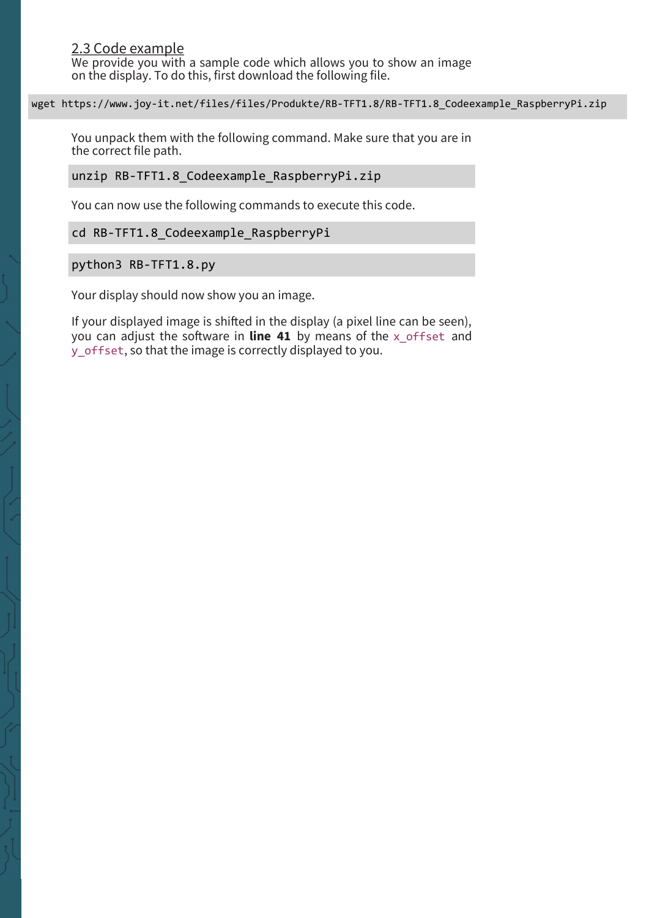## 2.3 Code example

We provide you with a sample code which allows you to show an image on the display. To do this, first download the following file.

```
wget https://www.joy-it.net/files/files/Produkte/RB-TFT1.8/RB-TFT1.8_Codeexample_RaspberryPi.zip
```

You unpack them with the following command. Make sure that you are in the correct file path.

```
unzip RB-TFT1.8_Codeexample_RaspberryPi.zip
```

You can now use the following commands to execute this code.

```
cd RB-TFT1.8_Codeexample_RaspberryPi
```

```
python3 RB-TFT1.8.py
```

Your display should now show you an image.

If your displayed image is shifted in the display (a pixel line can be seen), you can adjust the software in **line 41** by means of the `x_offset` and `y_offset`, so that the image is correctly displayed to you.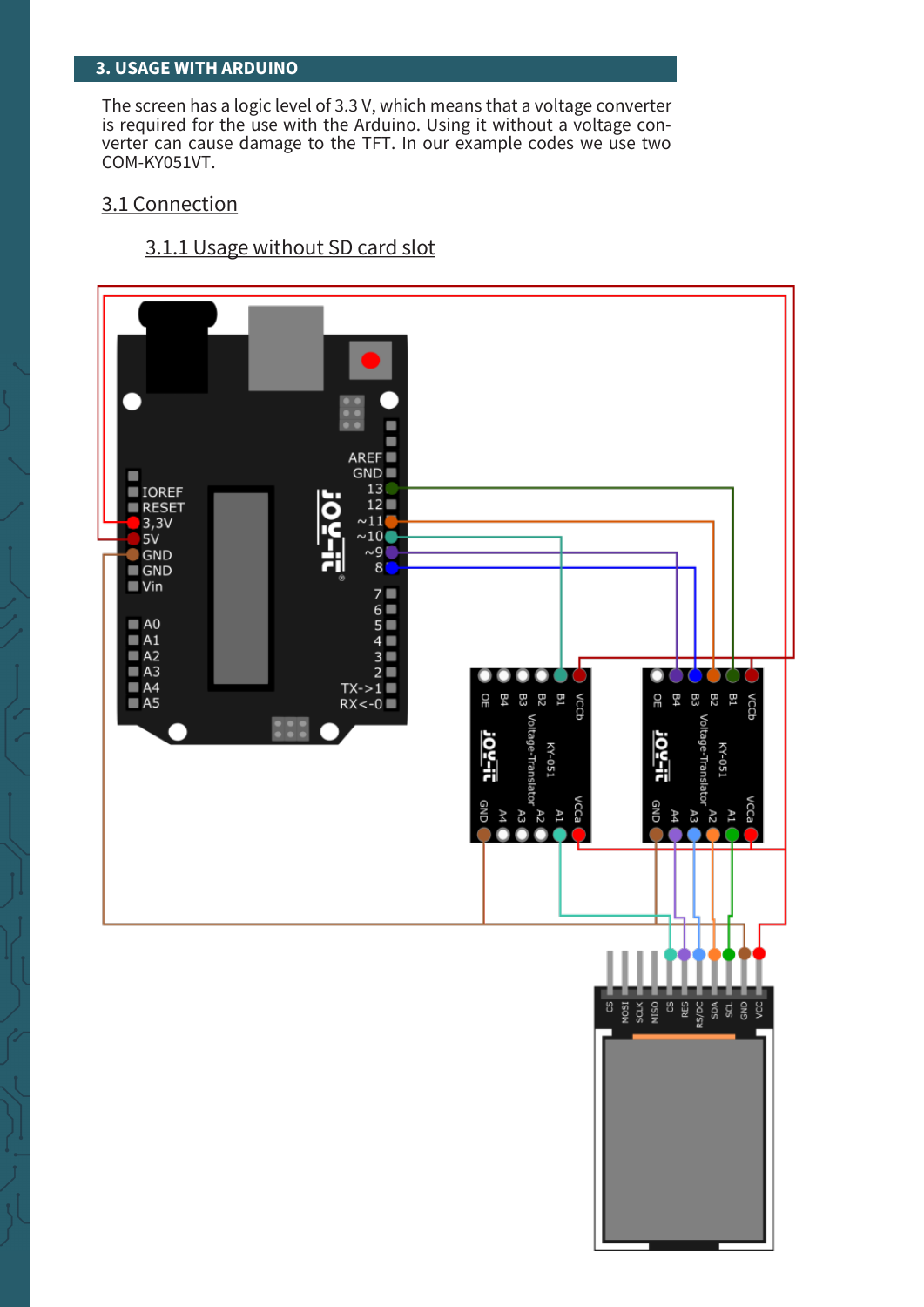## 3. USAGE WITH ARDUINO

The screen has a logic level of 3.3 V, which means that a voltage converter is required for the use with the Arduino. Using it without a voltage converter can cause damage to the TFT. In our example codes we use two COM-KY051VT.

### 3.1 Connection

#### 3.1.1 Usage without SD card slot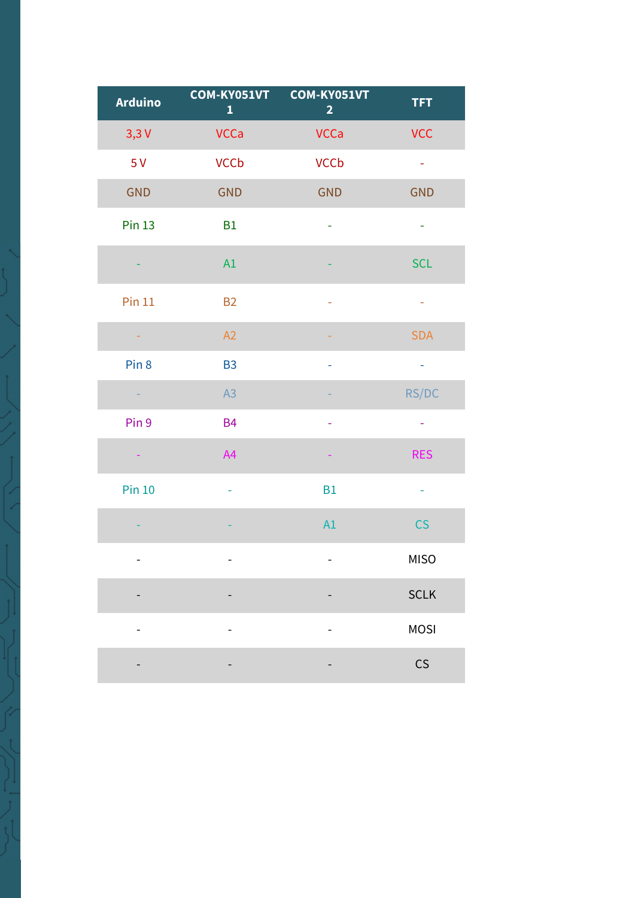| Arduino | COM-KY051VT 1 | COM-KY051VT 2 | TFT |
| --- | --- | --- | --- |
| 3,3 V | VCCa | VCCa | VCC |
| 5 V | VCCb | VCCb | - |
| GND | GND | GND | GND |
| Pin 13 | B1 | - | - |
| - | A1 | - | SCL |
| Pin 11 | B2 | - | - |
| - | A2 | - | SDA |
| Pin 8 | B3 | - | - |
| - | A3 | - | RS/DC |
| Pin 9 | B4 | - | - |
| - | A4 | - | RES |
| Pin 10 | - | B1 | - |
| - | - | A1 | CS |
| - | - | - | MISO |
| - | - | - | SCLK |
| - | - | - | MOSI |
| - | - | - | CS |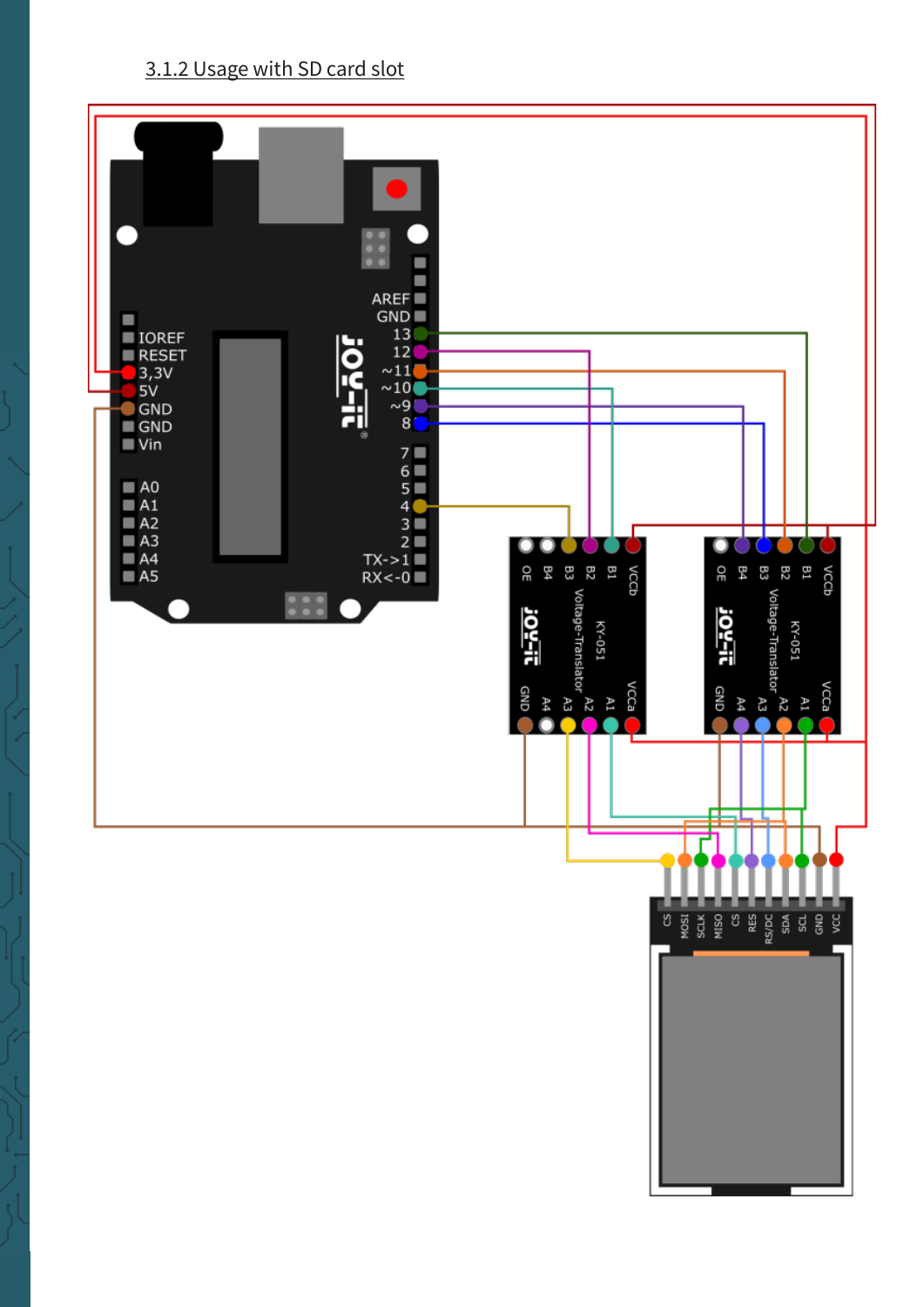### 3.1.2 Usage with SD card slot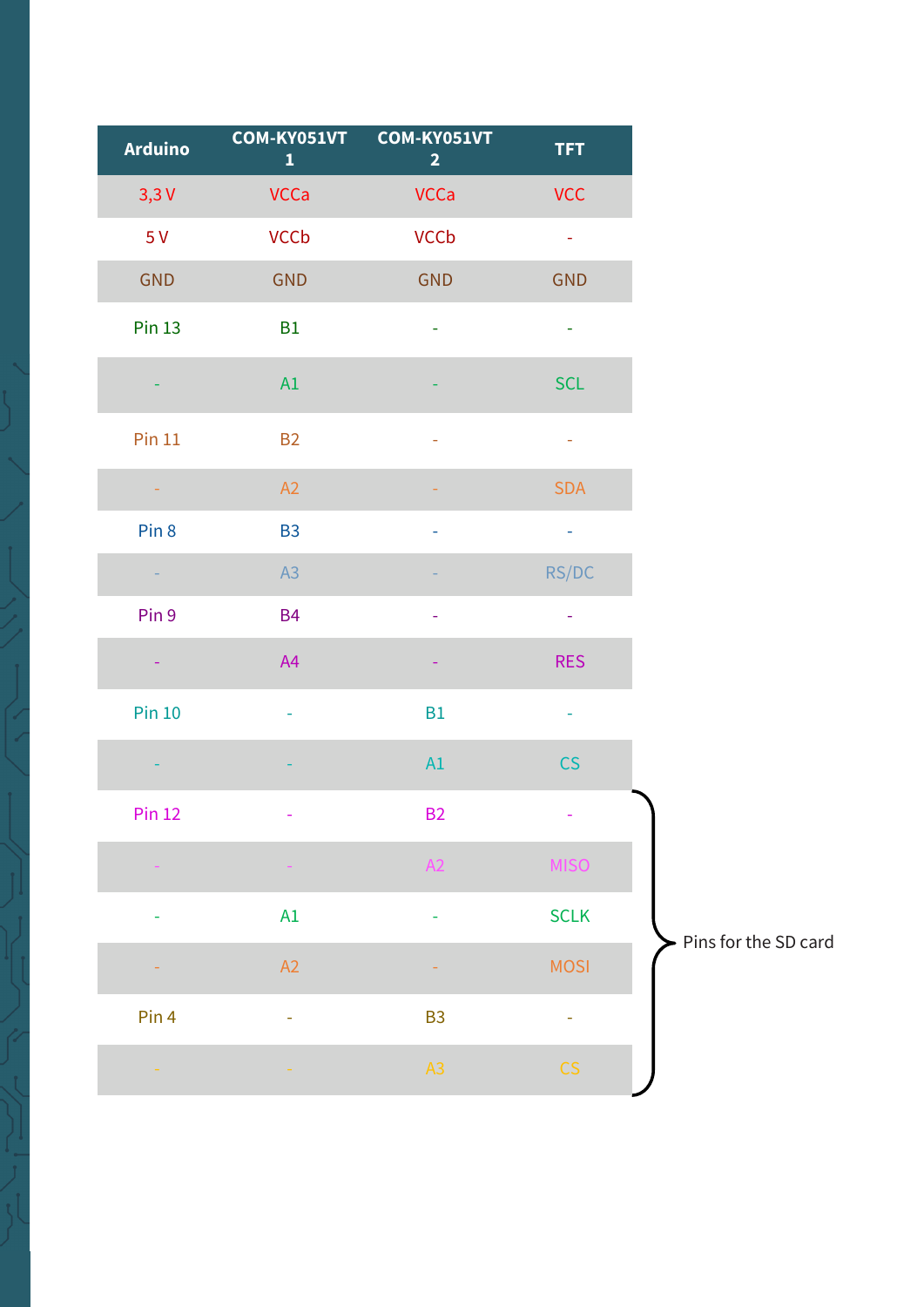| Arduino | COM-KY051VT 1 | COM-KY051VT 2 | TFT |
|---|---|---|---|
| 3,3 V | VCCa | VCCa | VCC |
| 5 V | VCCb | VCCb | - |
| GND | GND | GND | GND |
| Pin 13 | B1 | - | - |
| - | A1 | - | SCL |
| Pin 11 | B2 | - | - |
| - | A2 | - | SDA |
| Pin 8 | B3 | - | - |
| - | A3 | - | RS/DC |
| Pin 9 | B4 | - | - |
| - | A4 | - | RES |
| Pin 10 | - | B1 | - |
| - | - | A1 | CS |
| Pin 12 | - | B2 | - |
| - | - | A2 | MISO |
| - | A1 | - | SCLK |
| - | A2 | - | MOSI |
| Pin 4 | - | B3 | - |
| - | - | A3 | CS |

Pins for the SD card (rows Pin 12 through the final CS row)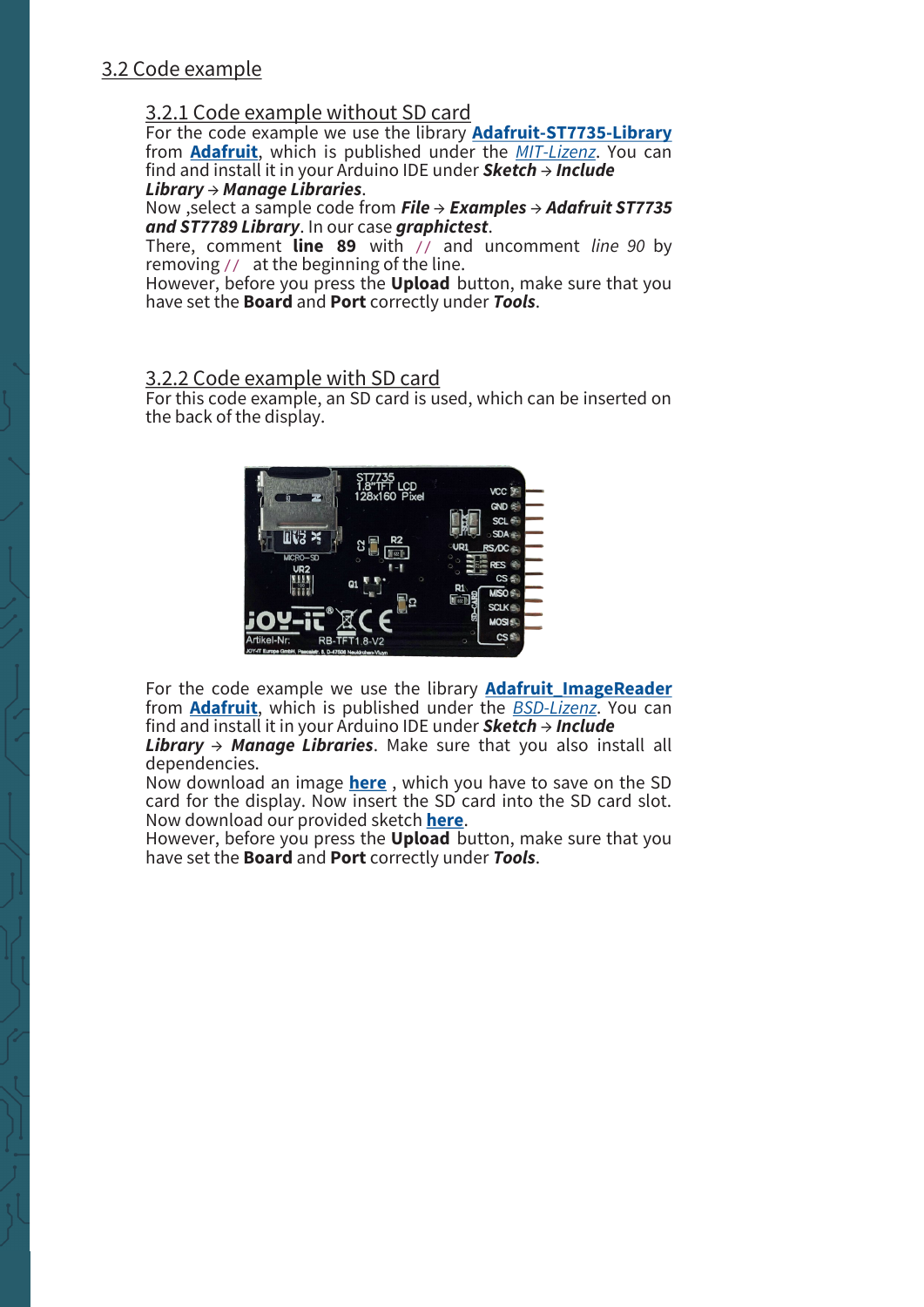## 3.2 Code example

### 3.2.1 Code example without SD card

For the code example we use the library **Adafruit-ST7735-Library** from **Adafruit**, which is published under the *MIT-Lizenz*. You can find and install it in your Arduino IDE under ***Sketch*** → ***Include Library*** → ***Manage Libraries***.

Now ,select a sample code from ***File*** → ***Examples*** → ***Adafruit ST7735 and ST7789 Library***. In our case ***graphictest***.

There, comment **line 89** with // and uncomment *line 90* by removing // at the beginning of the line.

However, before you press the **Upload** button, make sure that you have set the **Board** and **Port** correctly under ***Tools***.

### 3.2.2 Code example with SD card

For this code example, an SD card is used, which can be inserted on the back of the display.

For the code example we use the library **Adafruit_ImageReader** from **Adafruit**, which is published under the *BSD-Lizenz*. You can find and install it in your Arduino IDE under ***Sketch*** → ***Include Library*** → ***Manage Libraries***. Make sure that you also install all dependencies.

Now download an image **here** , which you have to save on the SD card for the display. Now insert the SD card into the SD card slot.

Now download our provided sketch **here**.

However, before you press the **Upload** button, make sure that you have set the **Board** and **Port** correctly under ***Tools***.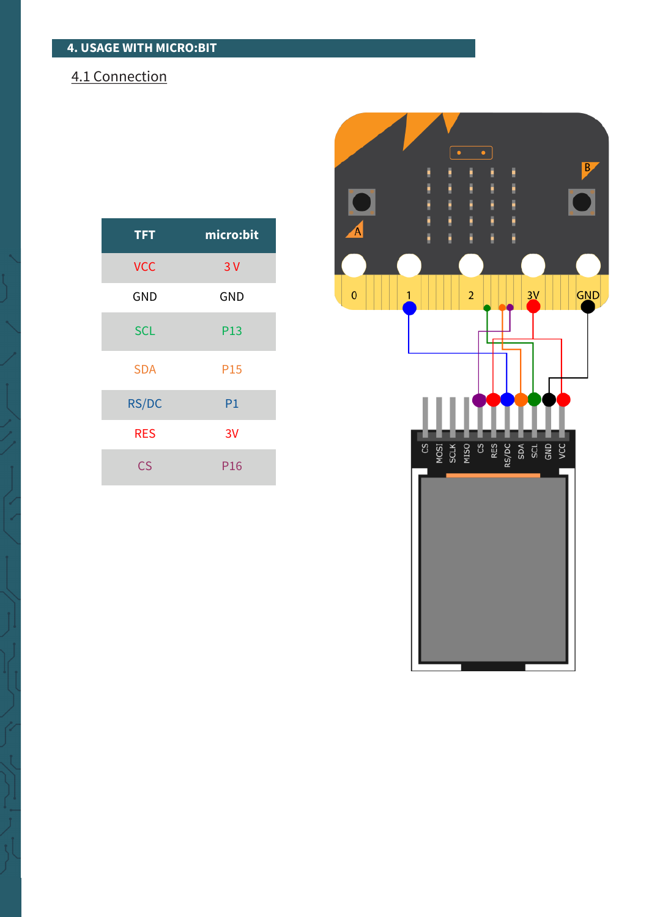# 4. USAGE WITH MICRO:BIT

## 4.1 Connection

| TFT | micro:bit |
|---|---|
| VCC | 3 V |
| GND | GND |
| SCL | P13 |
| SDA | P15 |
| RS/DC | P1 |
| RES | 3V |
| CS | P16 |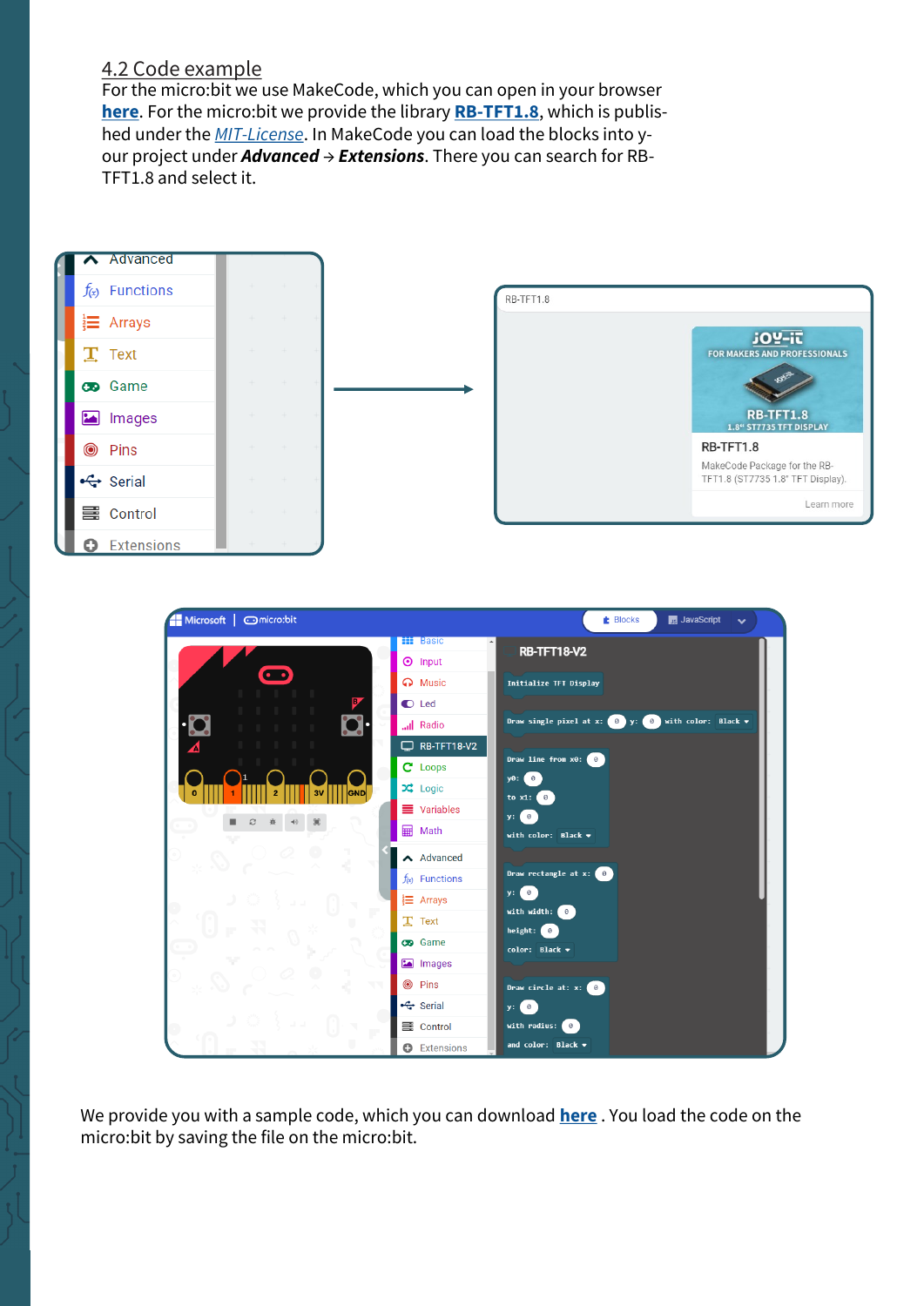## 4.2 Code example

For the micro:bit we use MakeCode, which you can open in your browser **here**. For the micro:bit we provide the library **RB-TFT1.8**, which is published under the *MIT-License*. In MakeCode you can load the blocks into your project under ***Advanced*** → ***Extensions***. There you can search for RB-TFT1.8 and select it.

We provide you with a sample code, which you can download **here** . You load the code on the micro:bit by saving the file on the micro:bit.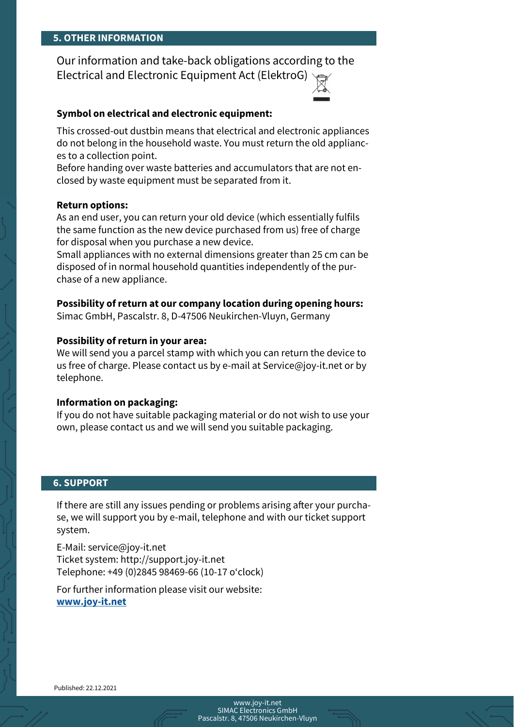## 5. OTHER INFORMATION

Our information and take-back obligations according to the Electrical and Electronic Equipment Act (ElektroG)

**Symbol on electrical and electronic equipment:**

This crossed-out dustbin means that electrical and electronic appliances do not belong in the household waste. You must return the old appliances to a collection point.
Before handing over waste batteries and accumulators that are not enclosed by waste equipment must be separated from it.

**Return options:**
As an end user, you can return your old device (which essentially fulfils the same function as the new device purchased from us) free of charge for disposal when you purchase a new device.
Small appliances with no external dimensions greater than 25 cm can be disposed of in normal household quantities independently of the purchase of a new appliance.

**Possibility of return at our company location during opening hours:**
Simac GmbH, Pascalstr. 8, D-47506 Neukirchen-Vluyn, Germany

**Possibility of return in your area:**
We will send you a parcel stamp with which you can return the device to us free of charge. Please contact us by e-mail at Service@joy-it.net or by telephone.

**Information on packaging:**
If you do not have suitable packaging material or do not wish to use your own, please contact us and we will send you suitable packaging.

## 6. SUPPORT

If there are still any issues pending or problems arising after your purchase, we will support you by e-mail, telephone and with our ticket support system.

E-Mail: service@joy-it.net
Ticket system: http://support.joy-it.net
Telephone: +49 (0)2845 98469-66 (10-17 o'clock)

For further information please visit our website:
**www.joy-it.net**

Published: 22.12.2021